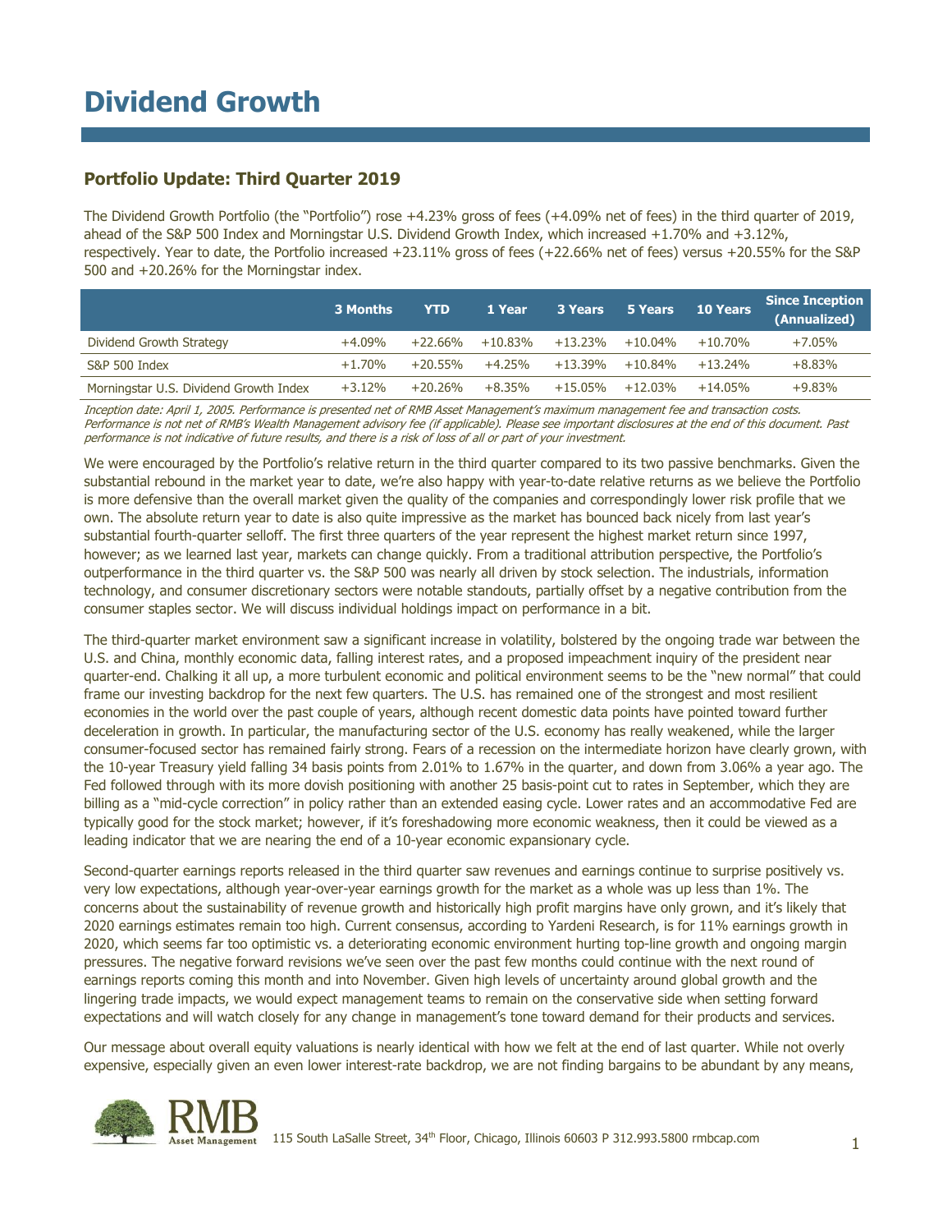# Dividend Growth

## Portfolio Update: Third Quarter 2019

The Dividend Growth Portfolio (the "Portfolio") rose +4.23% gross of fees (+4.09% net of fees) in the third quarter of 2019, ahead of the S&P 500 Index and Morningstar U.S. Dividend Growth Index, which increased +1.70% and +3.12%, respectively. Year to date, the Portfolio increased +23.11% gross of fees (+22.66% net of fees) versus +20.55% for the S&P 500 and +20.26% for the Morningstar index.

| | 3 Months | YTD | 1 Year | 3 Years | 5 Years | 10 Years | Since Inception (Annualized) |
|---|---|---|---|---|---|---|---|
| Dividend Growth Strategy | +4.09% | +22.66% | +10.83% | +13.23% | +10.04% | +10.70% | +7.05% |
| S&P 500 Index | +1.70% | +20.55% | +4.25% | +13.39% | +10.84% | +13.24% | +8.83% |
| Morningstar U.S. Dividend Growth Index | +3.12% | +20.26% | +8.35% | +15.05% | +12.03% | +14.05% | +9.83% |

*Inception date: April 1, 2005. Performance is presented net of RMB Asset Management's maximum management fee and transaction costs. Performance is not net of RMB's Wealth Management advisory fee (if applicable). Please see important disclosures at the end of this document. Past performance is not indicative of future results, and there is a risk of loss of all or part of your investment.*

We were encouraged by the Portfolio's relative return in the third quarter compared to its two passive benchmarks. Given the substantial rebound in the market year to date, we're also happy with year-to-date relative returns as we believe the Portfolio is more defensive than the overall market given the quality of the companies and correspondingly lower risk profile that we own. The absolute return year to date is also quite impressive as the market has bounced back nicely from last year's substantial fourth-quarter selloff. The first three quarters of the year represent the highest market return since 1997, however; as we learned last year, markets can change quickly. From a traditional attribution perspective, the Portfolio's outperformance in the third quarter vs. the S&P 500 was nearly all driven by stock selection. The industrials, information technology, and consumer discretionary sectors were notable standouts, partially offset by a negative contribution from the consumer staples sector. We will discuss individual holdings impact on performance in a bit.

The third-quarter market environment saw a significant increase in volatility, bolstered by the ongoing trade war between the U.S. and China, monthly economic data, falling interest rates, and a proposed impeachment inquiry of the president near quarter-end. Chalking it all up, a more turbulent economic and political environment seems to be the "new normal" that could frame our investing backdrop for the next few quarters. The U.S. has remained one of the strongest and most resilient economies in the world over the past couple of years, although recent domestic data points have pointed toward further deceleration in growth. In particular, the manufacturing sector of the U.S. economy has really weakened, while the larger consumer-focused sector has remained fairly strong. Fears of a recession on the intermediate horizon have clearly grown, with the 10-year Treasury yield falling 34 basis points from 2.01% to 1.67% in the quarter, and down from 3.06% a year ago. The Fed followed through with its more dovish positioning with another 25 basis-point cut to rates in September, which they are billing as a "mid-cycle correction" in policy rather than an extended easing cycle. Lower rates and an accommodative Fed are typically good for the stock market; however, if it's foreshadowing more economic weakness, then it could be viewed as a leading indicator that we are nearing the end of a 10-year economic expansionary cycle.

Second-quarter earnings reports released in the third quarter saw revenues and earnings continue to surprise positively vs. very low expectations, although year-over-year earnings growth for the market as a whole was up less than 1%. The concerns about the sustainability of revenue growth and historically high profit margins have only grown, and it's likely that 2020 earnings estimates remain too high. Current consensus, according to Yardeni Research, is for 11% earnings growth in 2020, which seems far too optimistic vs. a deteriorating economic environment hurting top-line growth and ongoing margin pressures. The negative forward revisions we've seen over the past few months could continue with the next round of earnings reports coming this month and into November. Given high levels of uncertainty around global growth and the lingering trade impacts, we would expect management teams to remain on the conservative side when setting forward expectations and will watch closely for any change in management's tone toward demand for their products and services.

Our message about overall equity valuations is nearly identical with how we felt at the end of last quarter. While not overly expensive, especially given an even lower interest-rate backdrop, we are not finding bargains to be abundant by any means,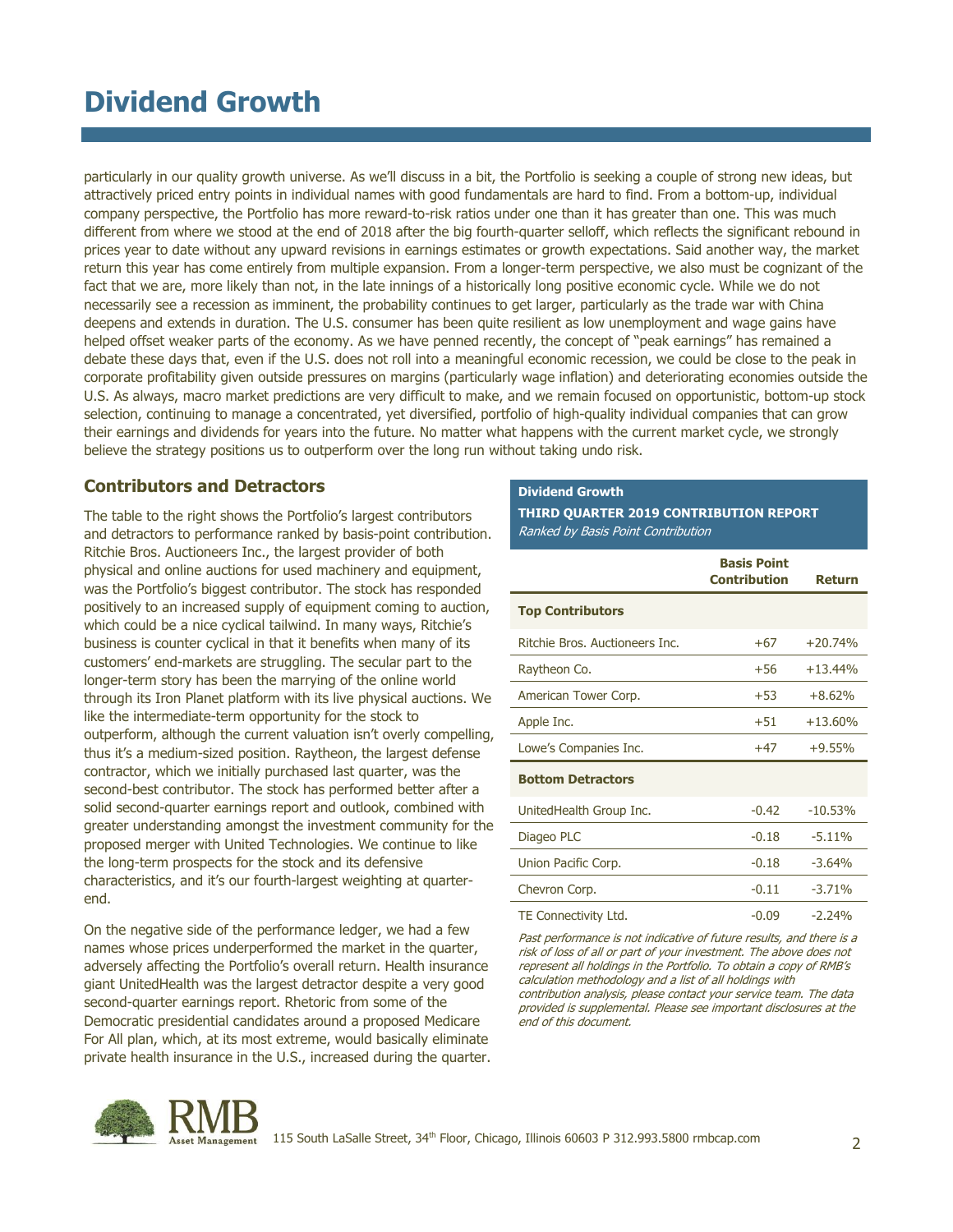# Dividend Growth

particularly in our quality growth universe. As we'll discuss in a bit, the Portfolio is seeking a couple of strong new ideas, but attractively priced entry points in individual names with good fundamentals are hard to find. From a bottom-up, individual company perspective, the Portfolio has more reward-to-risk ratios under one than it has greater than one. This was much different from where we stood at the end of 2018 after the big fourth-quarter selloff, which reflects the significant rebound in prices year to date without any upward revisions in earnings estimates or growth expectations. Said another way, the market return this year has come entirely from multiple expansion. From a longer-term perspective, we also must be cognizant of the fact that we are, more likely than not, in the late innings of a historically long positive economic cycle. While we do not necessarily see a recession as imminent, the probability continues to get larger, particularly as the trade war with China deepens and extends in duration. The U.S. consumer has been quite resilient as low unemployment and wage gains have helped offset weaker parts of the economy. As we have penned recently, the concept of "peak earnings" has remained a debate these days that, even if the U.S. does not roll into a meaningful economic recession, we could be close to the peak in corporate profitability given outside pressures on margins (particularly wage inflation) and deteriorating economies outside the U.S. As always, macro market predictions are very difficult to make, and we remain focused on opportunistic, bottom-up stock selection, continuing to manage a concentrated, yet diversified, portfolio of high-quality individual companies that can grow their earnings and dividends for years into the future. No matter what happens with the current market cycle, we strongly believe the strategy positions us to outperform over the long run without taking undo risk.

## Contributors and Detractors

The table to the right shows the Portfolio's largest contributors and detractors to performance ranked by basis-point contribution. Ritchie Bros. Auctioneers Inc., the largest provider of both physical and online auctions for used machinery and equipment, was the Portfolio's biggest contributor. The stock has responded positively to an increased supply of equipment coming to auction, which could be a nice cyclical tailwind. In many ways, Ritchie's business is counter cyclical in that it benefits when many of its customers' end-markets are struggling. The secular part to the longer-term story has been the marrying of the online world through its Iron Planet platform with its live physical auctions. We like the intermediate-term opportunity for the stock to outperform, although the current valuation isn't overly compelling, thus it's a medium-sized position. Raytheon, the largest defense contractor, which we initially purchased last quarter, was the second-best contributor. The stock has performed better after a solid second-quarter earnings report and outlook, combined with greater understanding amongst the investment community for the proposed merger with United Technologies. We continue to like the long-term prospects for the stock and its defensive characteristics, and it's our fourth-largest weighting at quarter-end.

On the negative side of the performance ledger, we had a few names whose prices underperformed the market in the quarter, adversely affecting the Portfolio's overall return. Health insurance giant UnitedHealth was the largest detractor despite a very good second-quarter earnings report. Rhetoric from some of the Democratic presidential candidates around a proposed Medicare For All plan, which, at its most extreme, would basically eliminate private health insurance in the U.S., increased during the quarter.

**Dividend Growth**
**THIRD QUARTER 2019 CONTRIBUTION REPORT**
*Ranked by Basis Point Contribution*

| | Basis Point Contribution | Return |
|---|---|---|
| **Top Contributors** | | |
| Ritchie Bros. Auctioneers Inc. | +67 | +20.74% |
| Raytheon Co. | +56 | +13.44% |
| American Tower Corp. | +53 | +8.62% |
| Apple Inc. | +51 | +13.60% |
| Lowe's Companies Inc. | +47 | +9.55% |
| **Bottom Detractors** | | |
| UnitedHealth Group Inc. | -0.42 | -10.53% |
| Diageo PLC | -0.18 | -5.11% |
| Union Pacific Corp. | -0.18 | -3.64% |
| Chevron Corp. | -0.11 | -3.71% |
| TE Connectivity Ltd. | -0.09 | -2.24% |

*Past performance is not indicative of future results, and there is a risk of loss of all or part of your investment. The above does not represent all holdings in the Portfolio. To obtain a copy of RMB's calculation methodology and a list of all holdings with contribution analysis, please contact your service team. The data provided is supplemental. Please see important disclosures at the end of this document.*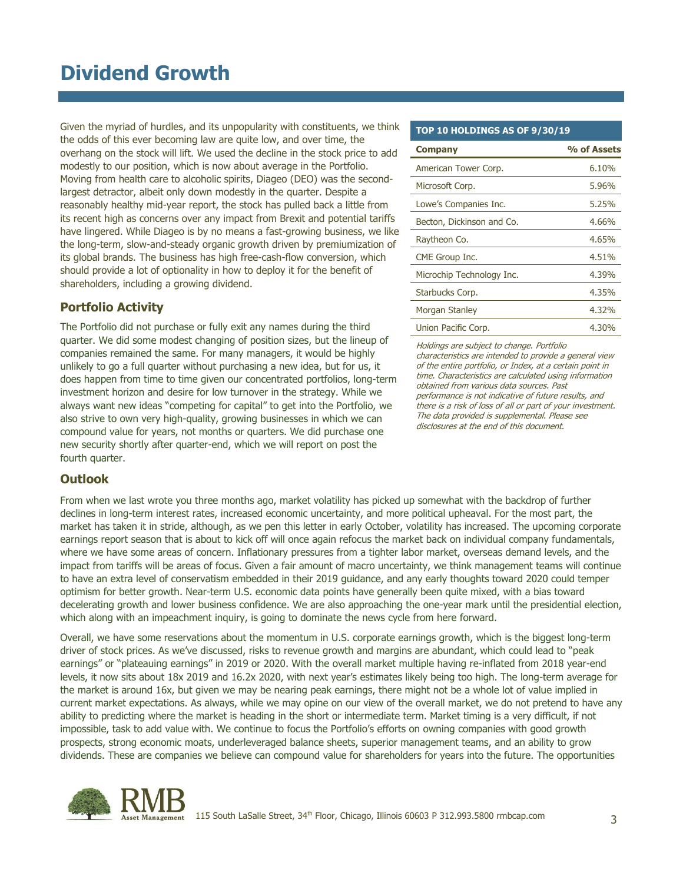# Dividend Growth

Given the myriad of hurdles, and its unpopularity with constituents, we think the odds of this ever becoming law are quite low, and over time, the overhang on the stock will lift. We used the decline in the stock price to add modestly to our position, which is now about average in the Portfolio. Moving from health care to alcoholic spirits, Diageo (DEO) was the second-largest detractor, albeit only down modestly in the quarter. Despite a reasonably healthy mid-year report, the stock has pulled back a little from its recent high as concerns over any impact from Brexit and potential tariffs have lingered. While Diageo is by no means a fast-growing business, we like the long-term, slow-and-steady organic growth driven by premiumization of its global brands. The business has high free-cash-flow conversion, which should provide a lot of optionality in how to deploy it for the benefit of shareholders, including a growing dividend.

## Portfolio Activity

The Portfolio did not purchase or fully exit any names during the third quarter. We did some modest changing of position sizes, but the lineup of companies remained the same. For many managers, it would be highly unlikely to go a full quarter without purchasing a new idea, but for us, it does happen from time to time given our concentrated portfolios, long-term investment horizon and desire for low turnover in the strategy. While we always want new ideas "competing for capital" to get into the Portfolio, we also strive to own very high-quality, growing businesses in which we can compound value for years, not months or quarters. We did purchase one new security shortly after quarter-end, which we will report on post the fourth quarter.

**TOP 10 HOLDINGS AS OF 9/30/19**

| Company | % of Assets |
|---|---|
| American Tower Corp. | 6.10% |
| Microsoft Corp. | 5.96% |
| Lowe's Companies Inc. | 5.25% |
| Becton, Dickinson and Co. | 4.66% |
| Raytheon Co. | 4.65% |
| CME Group Inc. | 4.51% |
| Microchip Technology Inc. | 4.39% |
| Starbucks Corp. | 4.35% |
| Morgan Stanley | 4.32% |
| Union Pacific Corp. | 4.30% |

*Holdings are subject to change. Portfolio characteristics are intended to provide a general view of the entire portfolio, or Index, at a certain point in time. Characteristics are calculated using information obtained from various data sources. Past performance is not indicative of future results, and there is a risk of loss of all or part of your investment. The data provided is supplemental. Please see disclosures at the end of this document.*

## Outlook

From when we last wrote you three months ago, market volatility has picked up somewhat with the backdrop of further declines in long-term interest rates, increased economic uncertainty, and more political upheaval. For the most part, the market has taken it in stride, although, as we pen this letter in early October, volatility has increased. The upcoming corporate earnings report season that is about to kick off will once again refocus the market back on individual company fundamentals, where we have some areas of concern. Inflationary pressures from a tighter labor market, overseas demand levels, and the impact from tariffs will be areas of focus. Given a fair amount of macro uncertainty, we think management teams will continue to have an extra level of conservatism embedded in their 2019 guidance, and any early thoughts toward 2020 could temper optimism for better growth. Near-term U.S. economic data points have generally been quite mixed, with a bias toward decelerating growth and lower business confidence. We are also approaching the one-year mark until the presidential election, which along with an impeachment inquiry, is going to dominate the news cycle from here forward.

Overall, we have some reservations about the momentum in U.S. corporate earnings growth, which is the biggest long-term driver of stock prices. As we've discussed, risks to revenue growth and margins are abundant, which could lead to "peak earnings" or "plateauing earnings" in 2019 or 2020. With the overall market multiple having re-inflated from 2018 year-end levels, it now sits about 18x 2019 and 16.2x 2020, with next year's estimates likely being too high. The long-term average for the market is around 16x, but given we may be nearing peak earnings, there might not be a whole lot of value implied in current market expectations. As always, while we may opine on our view of the overall market, we do not pretend to have any ability to predicting where the market is heading in the short or intermediate term. Market timing is a very difficult, if not impossible, task to add value with. We continue to focus the Portfolio's efforts on owning companies with good growth prospects, strong economic moats, underleveraged balance sheets, superior management teams, and an ability to grow dividends. These are companies we believe can compound value for shareholders for years into the future. The opportunities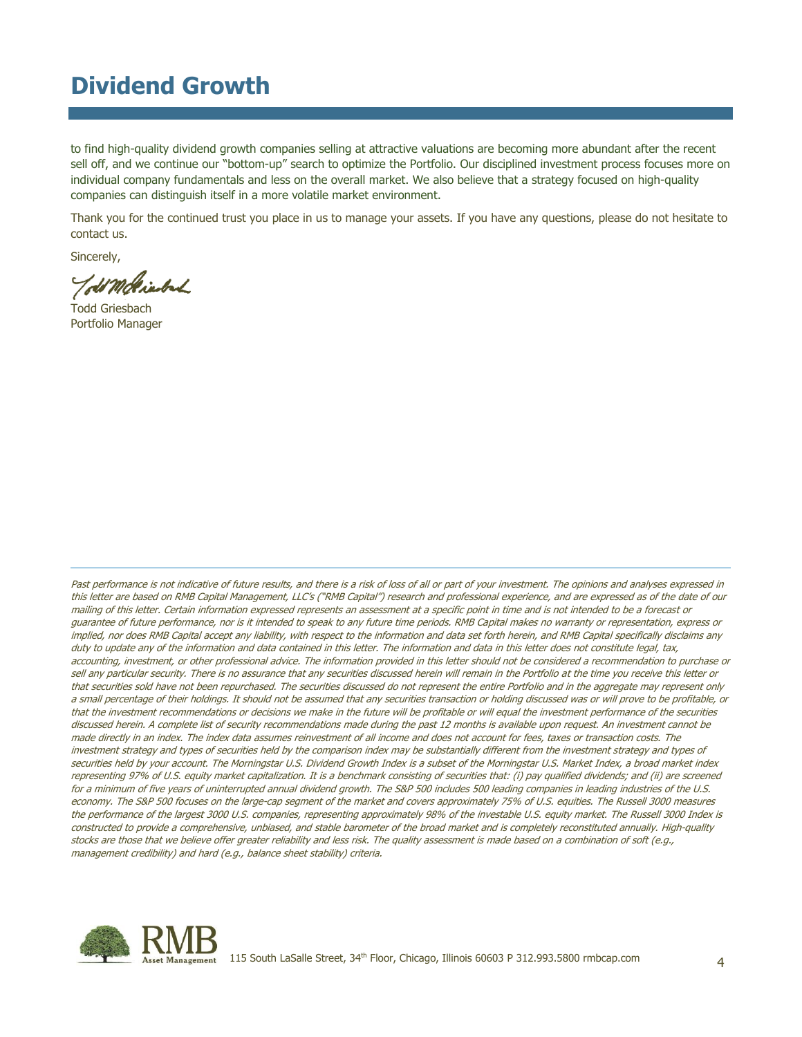# Dividend Growth

to find high-quality dividend growth companies selling at attractive valuations are becoming more abundant after the recent sell off, and we continue our "bottom-up" search to optimize the Portfolio. Our disciplined investment process focuses more on individual company fundamentals and less on the overall market. We also believe that a strategy focused on high-quality companies can distinguish itself in a more volatile market environment.

Thank you for the continued trust you place in us to manage your assets. If you have any questions, please do not hesitate to contact us.

Sincerely,

Todd Griesbach
Portfolio Manager

---

*Past performance is not indicative of future results, and there is a risk of loss of all or part of your investment. The opinions and analyses expressed in this letter are based on RMB Capital Management, LLC's ("RMB Capital") research and professional experience, and are expressed as of the date of our mailing of this letter. Certain information expressed represents an assessment at a specific point in time and is not intended to be a forecast or guarantee of future performance, nor is it intended to speak to any future time periods. RMB Capital makes no warranty or representation, express or implied, nor does RMB Capital accept any liability, with respect to the information and data set forth herein, and RMB Capital specifically disclaims any duty to update any of the information and data contained in this letter. The information and data in this letter does not constitute legal, tax, accounting, investment, or other professional advice. The information provided in this letter should not be considered a recommendation to purchase or sell any particular security. There is no assurance that any securities discussed herein will remain in the Portfolio at the time you receive this letter or that securities sold have not been repurchased. The securities discussed do not represent the entire Portfolio and in the aggregate may represent only a small percentage of their holdings. It should not be assumed that any securities transaction or holding discussed was or will prove to be profitable, or that the investment recommendations or decisions we make in the future will be profitable or will equal the investment performance of the securities discussed herein. A complete list of security recommendations made during the past 12 months is available upon request. An investment cannot be made directly in an index. The index data assumes reinvestment of all income and does not account for fees, taxes or transaction costs. The investment strategy and types of securities held by the comparison index may be substantially different from the investment strategy and types of securities held by your account. The Morningstar U.S. Dividend Growth Index is a subset of the Morningstar U.S. Market Index, a broad market index representing 97% of U.S. equity market capitalization. It is a benchmark consisting of securities that: (i) pay qualified dividends; and (ii) are screened for a minimum of five years of uninterrupted annual dividend growth. The S&P 500 includes 500 leading companies in leading industries of the U.S. economy. The S&P 500 focuses on the large-cap segment of the market and covers approximately 75% of U.S. equities. The Russell 3000 measures the performance of the largest 3000 U.S. companies, representing approximately 98% of the investable U.S. equity market. The Russell 3000 Index is constructed to provide a comprehensive, unbiased, and stable barometer of the broad market and is completely reconstituted annually. High-quality stocks are those that we believe offer greater reliability and less risk. The quality assessment is made based on a combination of soft (e.g., management credibility) and hard (e.g., balance sheet stability) criteria.*

RMB Asset Management 115 South LaSalle Street, 34th Floor, Chicago, Illinois 60603 P 312.993.5800 rmbcap.com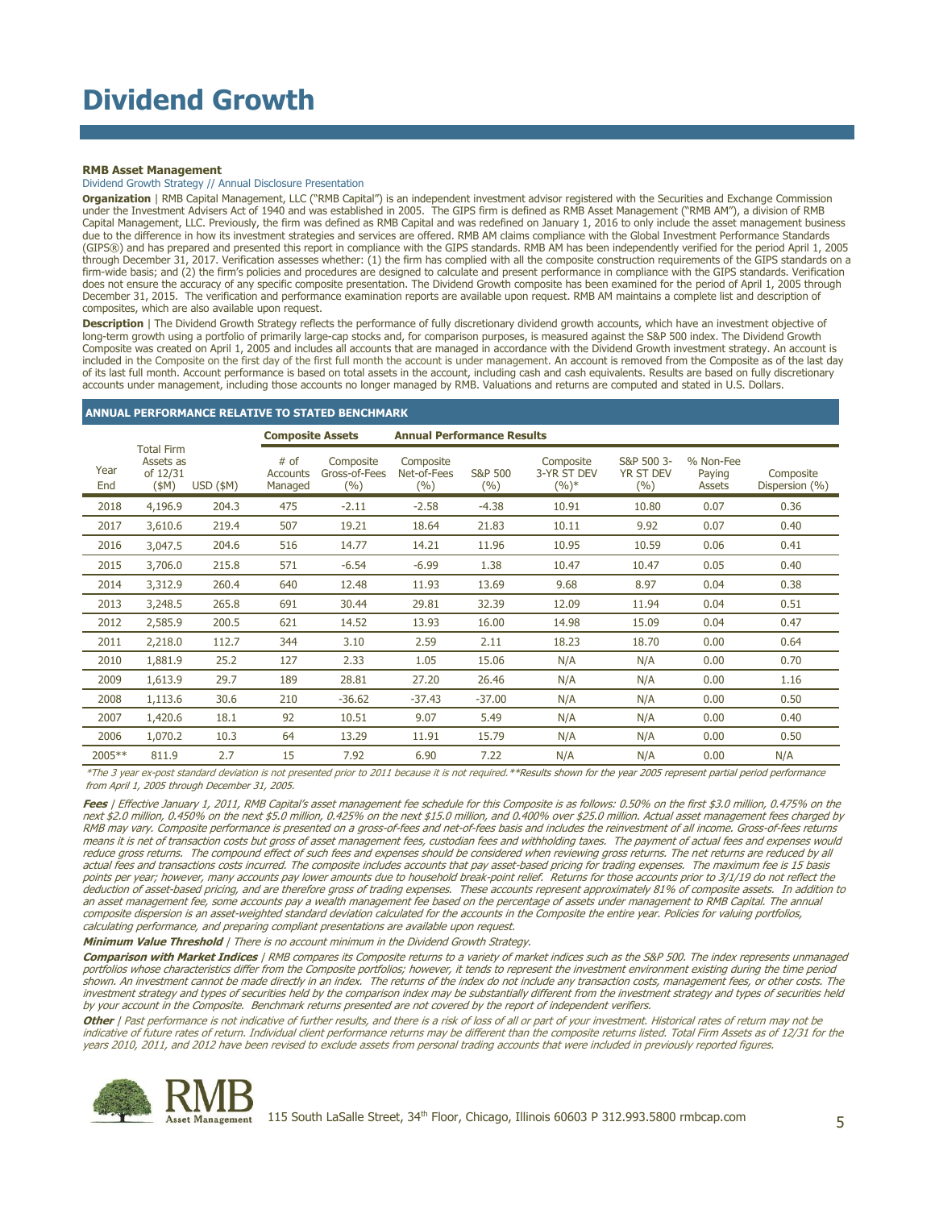# Dividend Growth

**RMB Asset Management**

Dividend Growth Strategy // Annual Disclosure Presentation

**Organization** | RMB Capital Management, LLC ("RMB Capital") is an independent investment advisor registered with the Securities and Exchange Commission under the Investment Advisers Act of 1940 and was established in 2005. The GIPS firm is defined as RMB Asset Management ("RMB AM"), a division of RMB Capital Management, LLC. Previously, the firm was defined as RMB Capital and was redefined on January 1, 2016 to only include the asset management business due to the difference in how its investment strategies and services are offered. RMB AM claims compliance with the Global Investment Performance Standards (GIPS®) and has prepared and presented this report in compliance with the GIPS standards. RMB AM has been independently verified for the period April 1, 2005 through December 31, 2017. Verification assesses whether: (1) the firm has complied with all the composite construction requirements of the GIPS standards on a firm-wide basis; and (2) the firm's policies and procedures are designed to calculate and present performance in compliance with the GIPS standards. Verification does not ensure the accuracy of any specific composite presentation. The Dividend Growth composite has been examined for the period of April 1, 2005 through December 31, 2015. The verification and performance examination reports are available upon request. RMB AM maintains a complete list and description of composites, which are also available upon request.

**Description** | The Dividend Growth Strategy reflects the performance of fully discretionary dividend growth accounts, which have an investment objective of long-term growth using a portfolio of primarily large-cap stocks and, for comparison purposes, is measured against the S&P 500 index. The Dividend Growth Composite was created on April 1, 2005 and includes all accounts that are managed in accordance with the Dividend Growth investment strategy. An account is included in the Composite on the first day of the first full month the account is under management. An account is removed from the Composite as of the last day of its last full month. Account performance is based on total assets in the account, including cash and cash equivalents. Results are based on fully discretionary accounts under management, including those accounts no longer managed by RMB. Valuations and returns are computed and stated in U.S. Dollars.

**ANNUAL PERFORMANCE RELATIVE TO STATED BENCHMARK**

| | | Composite Assets | | Annual Performance Results | | | | | | | |
|---|---|---|---|---|---|---|---|---|---|---|---|
| Year End | Total Firm Assets as of 12/31 ($M) | USD ($M) | # of Accounts Managed | Composite Gross-of-Fees (%) | Composite Net-of-Fees (%) | S&P 500 (%) | Composite 3-YR ST DEV (%)* | S&P 500 3-YR ST DEV (%) | % Non-Fee Paying Assets | Composite Dispersion (%) |
| 2018 | 4,196.9 | 204.3 | 475 | -2.11 | -2.58 | -4.38 | 10.91 | 10.80 | 0.07 | 0.36 |
| 2017 | 3,610.6 | 219.4 | 507 | 19.21 | 18.64 | 21.83 | 10.11 | 9.92 | 0.07 | 0.40 |
| 2016 | 3,047.5 | 204.6 | 516 | 14.77 | 14.21 | 11.96 | 10.95 | 10.59 | 0.06 | 0.41 |
| 2015 | 3,706.0 | 215.8 | 571 | -6.54 | -6.99 | 1.38 | 10.47 | 10.47 | 0.05 | 0.40 |
| 2014 | 3,312.9 | 260.4 | 640 | 12.48 | 11.93 | 13.69 | 9.68 | 8.97 | 0.04 | 0.38 |
| 2013 | 3,248.5 | 265.8 | 691 | 30.44 | 29.81 | 32.39 | 12.09 | 11.94 | 0.04 | 0.51 |
| 2012 | 2,585.9 | 200.5 | 621 | 14.52 | 13.93 | 16.00 | 14.98 | 15.09 | 0.04 | 0.47 |
| 2011 | 2,218.0 | 112.7 | 344 | 3.10 | 2.59 | 2.11 | 18.23 | 18.70 | 0.00 | 0.64 |
| 2010 | 1,881.9 | 25.2 | 127 | 2.33 | 1.05 | 15.06 | N/A | N/A | 0.00 | 0.70 |
| 2009 | 1,613.9 | 29.7 | 189 | 28.81 | 27.20 | 26.46 | N/A | N/A | 0.00 | 1.16 |
| 2008 | 1,113.6 | 30.6 | 210 | -36.62 | -37.43 | -37.00 | N/A | N/A | 0.00 | 0.50 |
| 2007 | 1,420.6 | 18.1 | 92 | 10.51 | 9.07 | 5.49 | N/A | N/A | 0.00 | 0.40 |
| 2006 | 1,070.2 | 10.3 | 64 | 13.29 | 11.91 | 15.79 | N/A | N/A | 0.00 | 0.50 |
| 2005** | 811.9 | 2.7 | 15 | 7.92 | 6.90 | 7.22 | N/A | N/A | 0.00 | N/A |

*\*The 3 year ex-post standard deviation is not presented prior to 2011 because it is not required.\*\*Results shown for the year 2005 represent partial period performance from April 1, 2005 through December 31, 2005.*

***Fees*** *| Effective January 1, 2011, RMB Capital's asset management fee schedule for this Composite is as follows: 0.50% on the first $3.0 million, 0.475% on the next $2.0 million, 0.450% on the next $5.0 million, 0.425% on the next $15.0 million, and 0.400% over $25.0 million. Actual asset management fees charged by RMB may vary. Composite performance is presented on a gross-of-fees and net-of-fees basis and includes the reinvestment of all income. Gross-of-fees returns means it is net of transaction costs but gross of asset management fees, custodian fees and withholding taxes. The payment of actual fees and expenses would reduce gross returns. The compound effect of such fees and expenses should be considered when reviewing gross returns. The net returns are reduced by all actual fees and transactions costs incurred. The composite includes accounts that pay asset-based pricing for trading expenses. The maximum fee is 15 basis points per year; however, many accounts pay lower amounts due to household break-point relief. Returns for those accounts prior to 3/1/19 do not reflect the deduction of asset-based pricing, and are therefore gross of trading expenses. These accounts represent approximately 81% of composite assets. In addition to an asset management fee, some accounts pay a wealth management fee based on the percentage of assets under management to RMB Capital. The annual composite dispersion is an asset-weighted standard deviation calculated for the accounts in the Composite the entire year. Policies for valuing portfolios, calculating performance, and preparing compliant presentations are available upon request.*

***Minimum Value Threshold*** *| There is no account minimum in the Dividend Growth Strategy.*

***Comparison with Market Indices*** *| RMB compares its Composite returns to a variety of market indices such as the S&P 500. The index represents unmanaged portfolios whose characteristics differ from the Composite portfolios; however, it tends to represent the investment environment existing during the time period shown. An investment cannot be made directly in an index. The returns of the index do not include any transaction costs, management fees, or other costs. The investment strategy and types of securities held by the comparison index may be substantially different from the investment strategy and types of securities held by your account in the Composite. Benchmark returns presented are not covered by the report of independent verifiers.*

***Other*** *| Past performance is not indicative of further results, and there is a risk of loss of all or part of your investment. Historical rates of return may not be indicative of future rates of return. Individual client performance returns may be different than the composite returns listed. Total Firm Assets as of 12/31 for the years 2010, 2011, and 2012 have been revised to exclude assets from personal trading accounts that were included in previously reported figures.*

RMB Asset Management 115 South LaSalle Street, 34th Floor, Chicago, Illinois 60603 P 312.993.5800 rmbcap.com